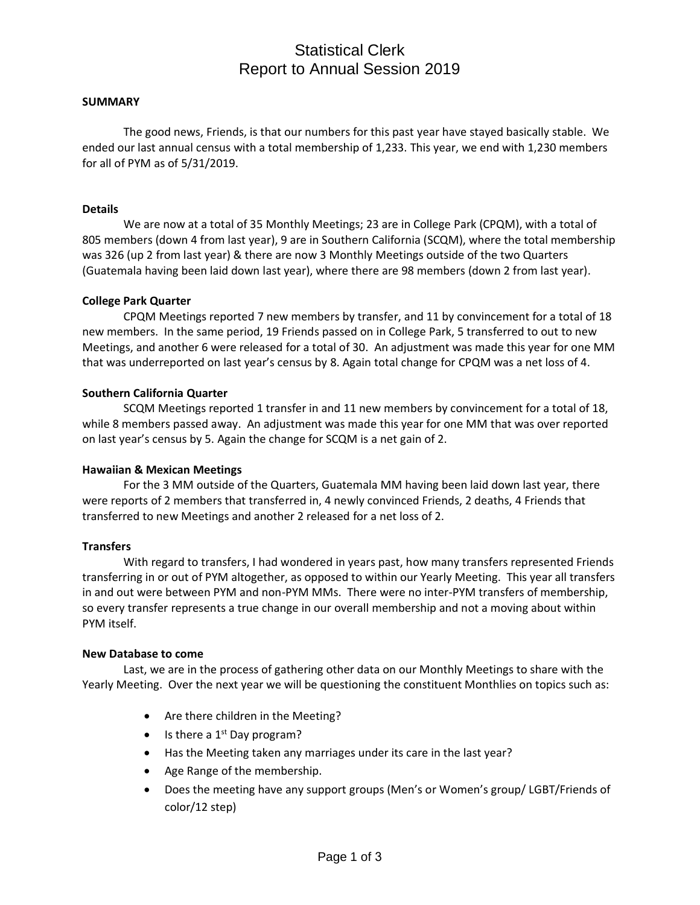# Statistical Clerk
# Report to Annual Session 2019

**SUMMARY**

The good news, Friends, is that our numbers for this past year have stayed basically stable. We ended our last annual census with a total membership of 1,233. This year, we end with 1,230 members for all of PYM as of 5/31/2019.

**Details**

We are now at a total of 35 Monthly Meetings; 23 are in College Park (CPQM), with a total of 805 members (down 4 from last year), 9 are in Southern California (SCQM), where the total membership was 326 (up 2 from last year) & there are now 3 Monthly Meetings outside of the two Quarters (Guatemala having been laid down last year), where there are 98 members (down 2 from last year).

**College Park Quarter**

CPQM Meetings reported 7 new members by transfer, and 11 by convincement for a total of 18 new members. In the same period, 19 Friends passed on in College Park, 5 transferred to out to new Meetings, and another 6 were released for a total of 30. An adjustment was made this year for one MM that was underreported on last year's census by 8. Again total change for CPQM was a net loss of 4.

**Southern California Quarter**

SCQM Meetings reported 1 transfer in and 11 new members by convincement for a total of 18, while 8 members passed away. An adjustment was made this year for one MM that was over reported on last year's census by 5. Again the change for SCQM is a net gain of 2.

**Hawaiian & Mexican Meetings**

For the 3 MM outside of the Quarters, Guatemala MM having been laid down last year, there were reports of 2 members that transferred in, 4 newly convinced Friends, 2 deaths, 4 Friends that transferred to new Meetings and another 2 released for a net loss of 2.

**Transfers**

With regard to transfers, I had wondered in years past, how many transfers represented Friends transferring in or out of PYM altogether, as opposed to within our Yearly Meeting. This year all transfers in and out were between PYM and non-PYM MMs. There were no inter-PYM transfers of membership, so every transfer represents a true change in our overall membership and not a moving about within PYM itself.

**New Database to come**

Last, we are in the process of gathering other data on our Monthly Meetings to share with the Yearly Meeting. Over the next year we will be questioning the constituent Monthlies on topics such as:

- Are there children in the Meeting?
- Is there a 1st Day program?
- Has the Meeting taken any marriages under its care in the last year?
- Age Range of the membership.
- Does the meeting have any support groups (Men's or Women's group/ LGBT/Friends of color/12 step)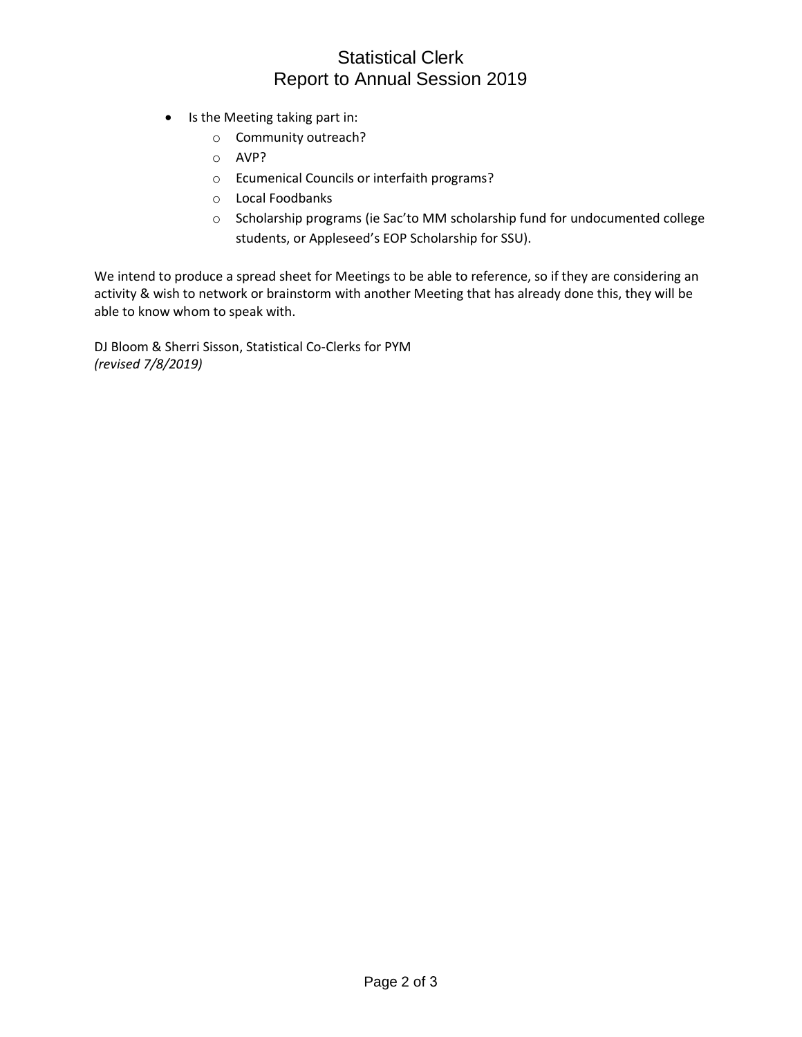- Is the Meeting taking part in:
  - Community outreach?
  - AVP?
  - Ecumenical Councils or interfaith programs?
  - Local Foodbanks
  - Scholarship programs (ie Sac'to MM scholarship fund for undocumented college students, or Appleseed's EOP Scholarship for SSU).

We intend to produce a spread sheet for Meetings to be able to reference, so if they are considering an activity & wish to network or brainstorm with another Meeting that has already done this, they will be able to know whom to speak with.

DJ Bloom & Sherri Sisson, Statistical Co-Clerks for PYM
*(revised 7/8/2019)*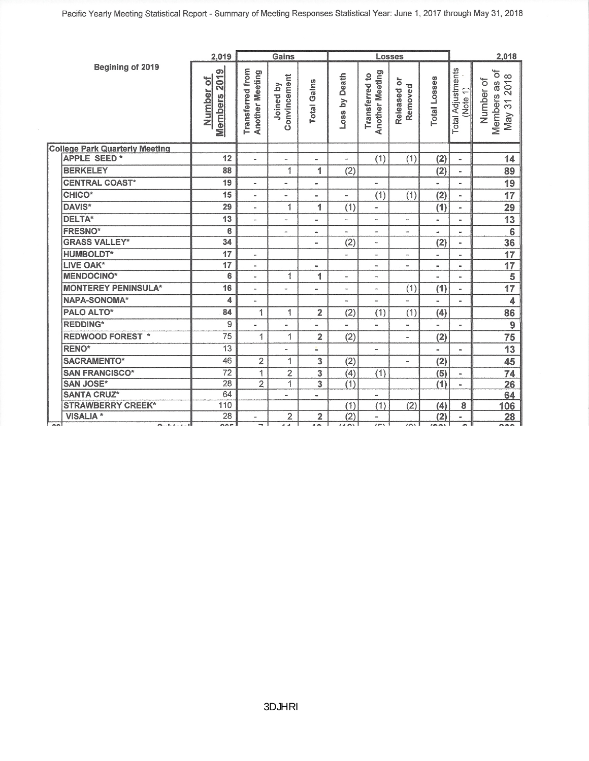| Begining of 2019 | 2,019 | Gains | | | Losses | | | | | 2,018 |
|---|---|---|---|---|---|---|---|---|---|---|
| | Number of Members 2019 | Transferred from Another Meeting | Joined by Convincement | Total Gains | Loss by Death | Transferred to Another Meeting | Released or Removed | Total Losses | Total Adjustments (Note 1) | Number of Members as of May 31 2018 |
| **College Park Quarterly Meeting** | | | | | | | | | | |
| APPLE SEED * | 12 | - | - | - | - | (1) | (1) | (2) | - | 14 |
| BERKELEY | 88 | | 1 | 1 | (2) | | | (2) | - | 89 |
| CENTRAL COAST* | 19 | - | - | - | | - | | - | - | 19 |
| CHICO* | 15 | - | - | - | - | (1) | (1) | (2) | - | 17 |
| DAVIS* | 29 | - | 1 | 1 | (1) | - | | (1) | - | 29 |
| DELTA* | 13 | - | - | - | - | - | - | - | - | 13 |
| FRESNO* | 6 | | - | - | - | - | - | - | - | 6 |
| GRASS VALLEY* | 34 | | | - | (2) | - | | (2) | - | 36 |
| HUMBOLDT* | 17 | - | | | - | - | - | - | - | 17 |
| LIVE OAK* | 17 | - | | - | | - | - | - | - | 17 |
| MENDOCINO* | 6 | - | 1 | 1 | - | - | | - | - | 5 |
| MONTEREY PENINSULA* | 16 | - | - | - | - | - | (1) | (1) | - | 17 |
| NAPA-SONOMA* | 4 | - | | | - | - | - | - | - | 4 |
| PALO ALTO* | 84 | 1 | 1 | 2 | (2) | (1) | (1) | (4) | | 86 |
| REDDING* | 9 | - | - | - | - | - | - | - | - | 9 |
| REDWOOD FOREST * | 75 | 1 | 1 | 2 | (2) | | - | (2) | | 75 |
| RENO* | 13 | | - | - | | - | | - | - | 13 |
| SACRAMENTO* | 46 | 2 | 1 | 3 | (2) | | - | (2) | | 45 |
| SAN FRANCISCO* | 72 | 1 | 2 | 3 | (4) | (1) | | (5) | - | 74 |
| SAN JOSE* | 28 | 2 | 1 | 3 | (1) | | | (1) | - | 26 |
| SANTA CRUZ* | 64 | | - | - | | - | | | | 64 |
| STRAWBERRY CREEK* | 110 | | | | (1) | (1) | (2) | (4) | 8 | 106 |
| VISALIA * | 28 | - | 2 | 2 | (2) | - | | (2) | - | 28 |